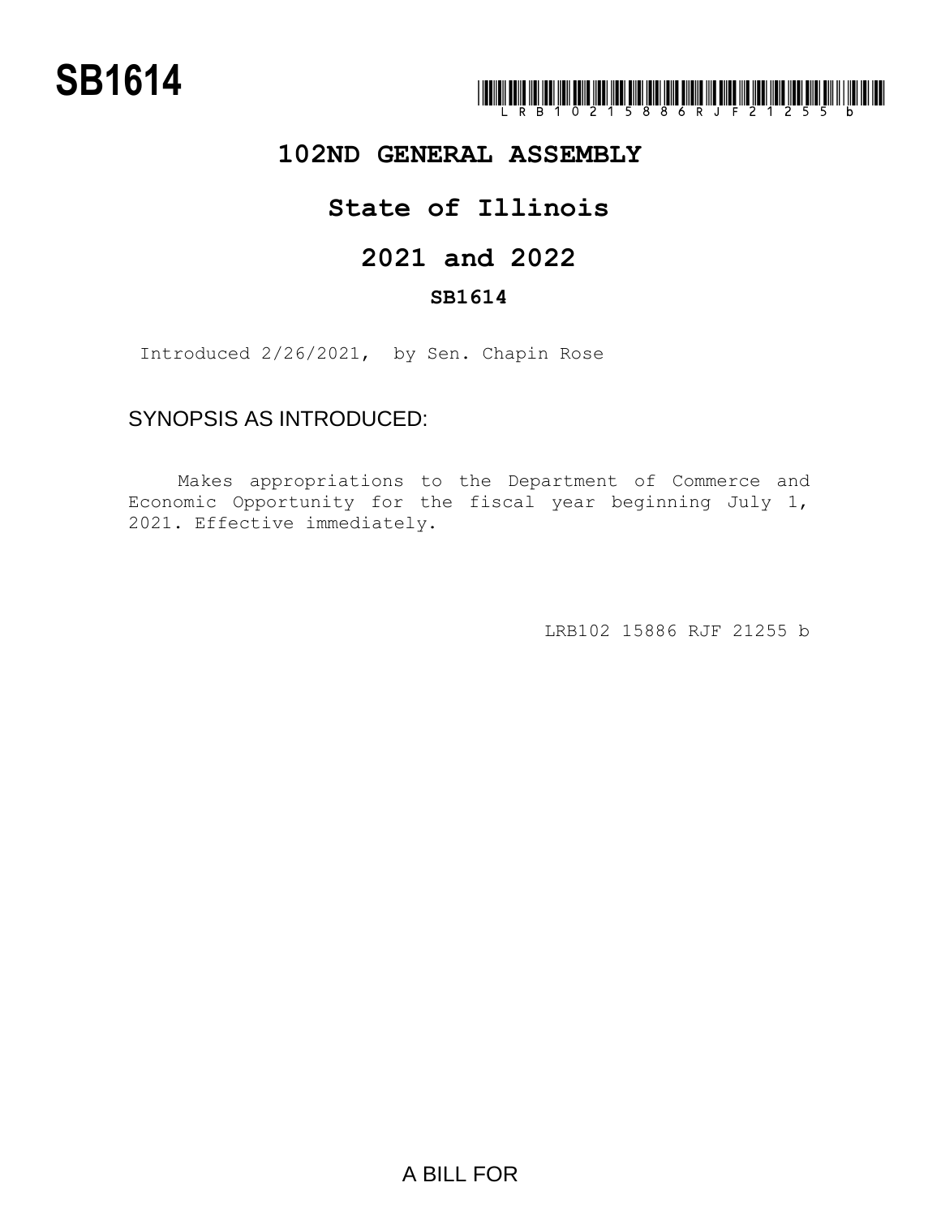# SB1614

LRB102 15886 RJF 21255 b

## 102ND GENERAL ASSEMBLY

## State of Illinois

## 2021 and 2022

### SB1614

Introduced 2/26/2021, by Sen. Chapin Rose

SYNOPSIS AS INTRODUCED:

Makes appropriations to the Department of Commerce and Economic Opportunity for the fiscal year beginning July 1, 2021. Effective immediately.

LRB102 15886 RJF 21255 b

A BILL FOR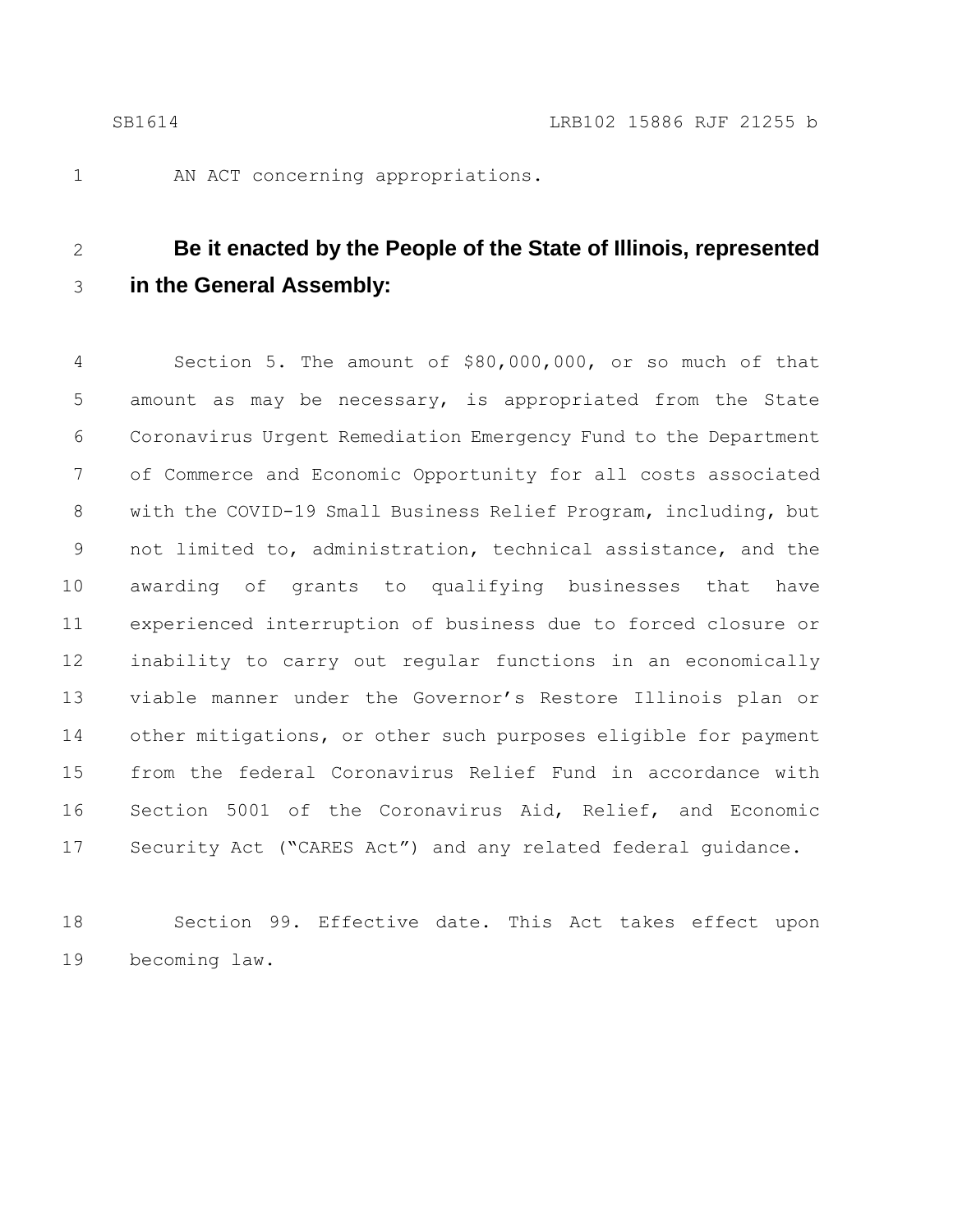AN ACT concerning appropriations.

**Be it enacted by the People of the State of Illinois, represented in the General Assembly:**

Section 5. The amount of $80,000,000, or so much of that amount as may be necessary, is appropriated from the State Coronavirus Urgent Remediation Emergency Fund to the Department of Commerce and Economic Opportunity for all costs associated with the COVID-19 Small Business Relief Program, including, but not limited to, administration, technical assistance, and the awarding of grants to qualifying businesses that have experienced interruption of business due to forced closure or inability to carry out regular functions in an economically viable manner under the Governor's Restore Illinois plan or other mitigations, or other such purposes eligible for payment from the federal Coronavirus Relief Fund in accordance with Section 5001 of the Coronavirus Aid, Relief, and Economic Security Act ("CARES Act") and any related federal guidance.

Section 99. Effective date. This Act takes effect upon becoming law.